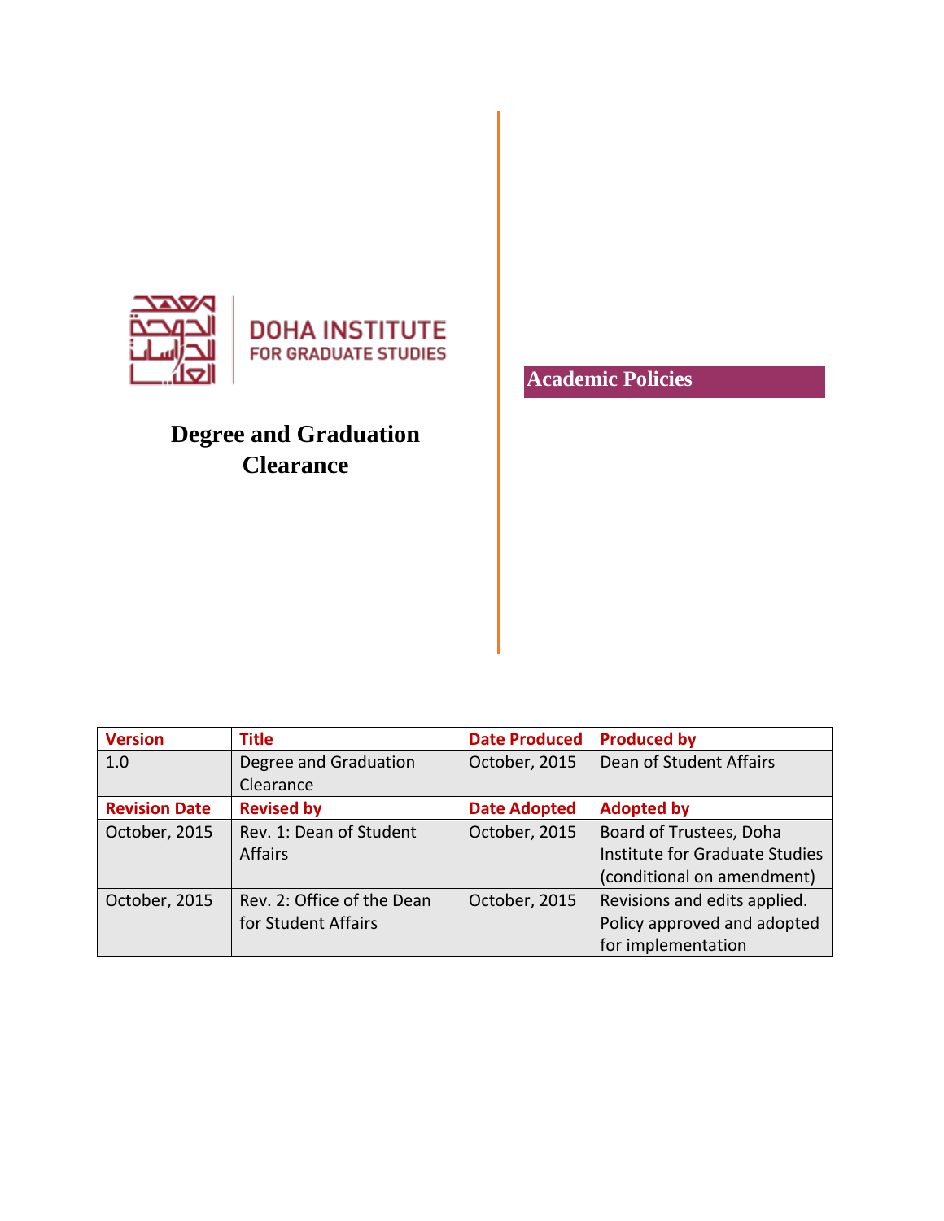DOHA INSTITUTE
FOR GRADUATE STUDIES

# Degree and Graduation Clearance

**Academic Policies**

| Version | Title | Date Produced | Produced by |
|---|---|---|---|
| 1.0 | Degree and Graduation Clearance | October, 2015 | Dean of Student Affairs |
| **Revision Date** | **Revised by** | **Date Adopted** | **Adopted by** |
| October, 2015 | Rev. 1: Dean of Student Affairs | October, 2015 | Board of Trustees, Doha Institute for Graduate Studies (conditional on amendment) |
| October, 2015 | Rev. 2: Office of the Dean for Student Affairs | October, 2015 | Revisions and edits applied. Policy approved and adopted for implementation |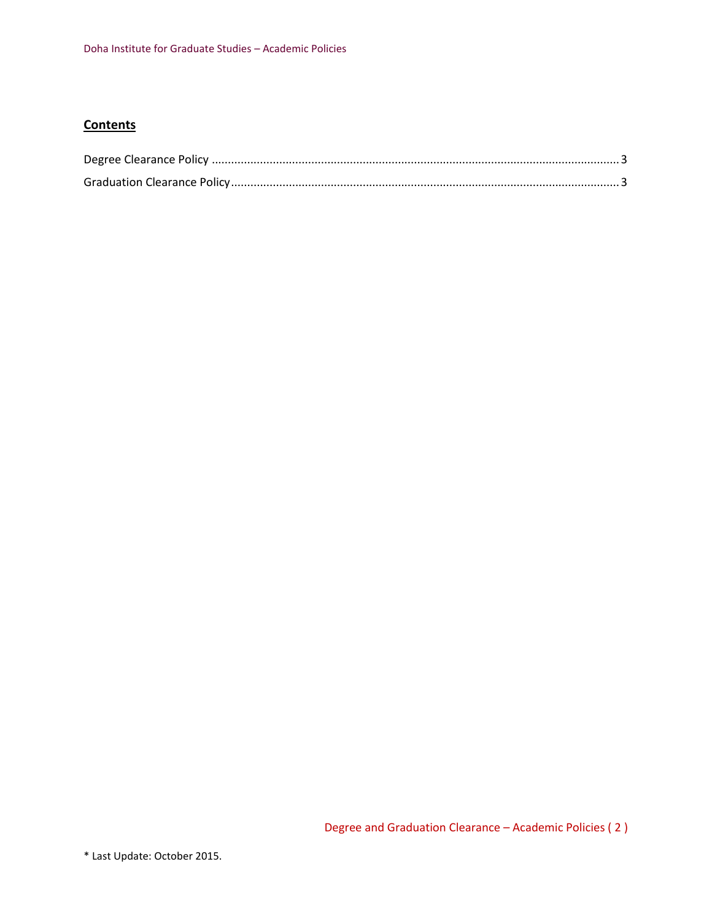## Contents

Degree Clearance Policy ............................................................................................................................ 3

Graduation Clearance Policy ..................................................................................................................... 3

* Last Update: October 2015.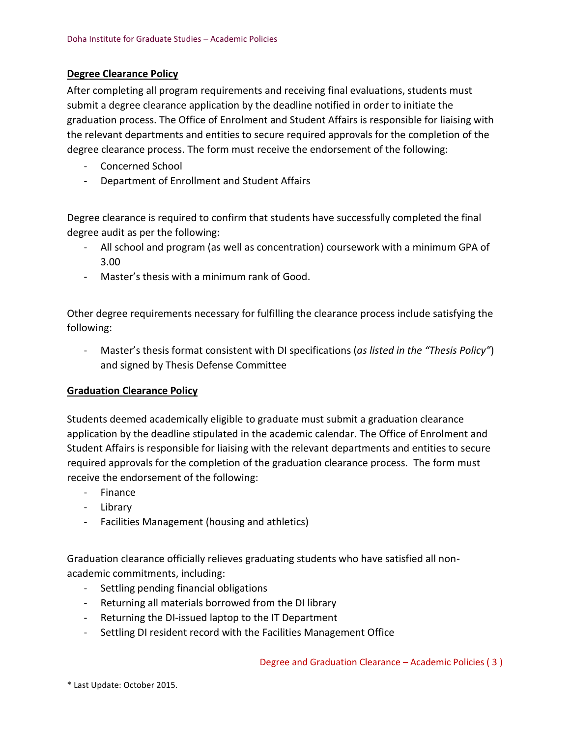## Degree Clearance Policy

After completing all program requirements and receiving final evaluations, students must submit a degree clearance application by the deadline notified in order to initiate the graduation process. The Office of Enrolment and Student Affairs is responsible for liaising with the relevant departments and entities to secure required approvals for the completion of the degree clearance process. The form must receive the endorsement of the following:

- Concerned School
- Department of Enrollment and Student Affairs

Degree clearance is required to confirm that students have successfully completed the final degree audit as per the following:

- All school and program (as well as concentration) coursework with a minimum GPA of 3.00
- Master's thesis with a minimum rank of Good.

Other degree requirements necessary for fulfilling the clearance process include satisfying the following:

- Master's thesis format consistent with DI specifications (*as listed in the "Thesis Policy"*) and signed by Thesis Defense Committee

## Graduation Clearance Policy

Students deemed academically eligible to graduate must submit a graduation clearance application by the deadline stipulated in the academic calendar. The Office of Enrolment and Student Affairs is responsible for liaising with the relevant departments and entities to secure required approvals for the completion of the graduation clearance process. The form must receive the endorsement of the following:

- Finance
- Library
- Facilities Management (housing and athletics)

Graduation clearance officially relieves graduating students who have satisfied all non-academic commitments, including:

- Settling pending financial obligations
- Returning all materials borrowed from the DI library
- Returning the DI-issued laptop to the IT Department
- Settling DI resident record with the Facilities Management Office

* Last Update: October 2015.